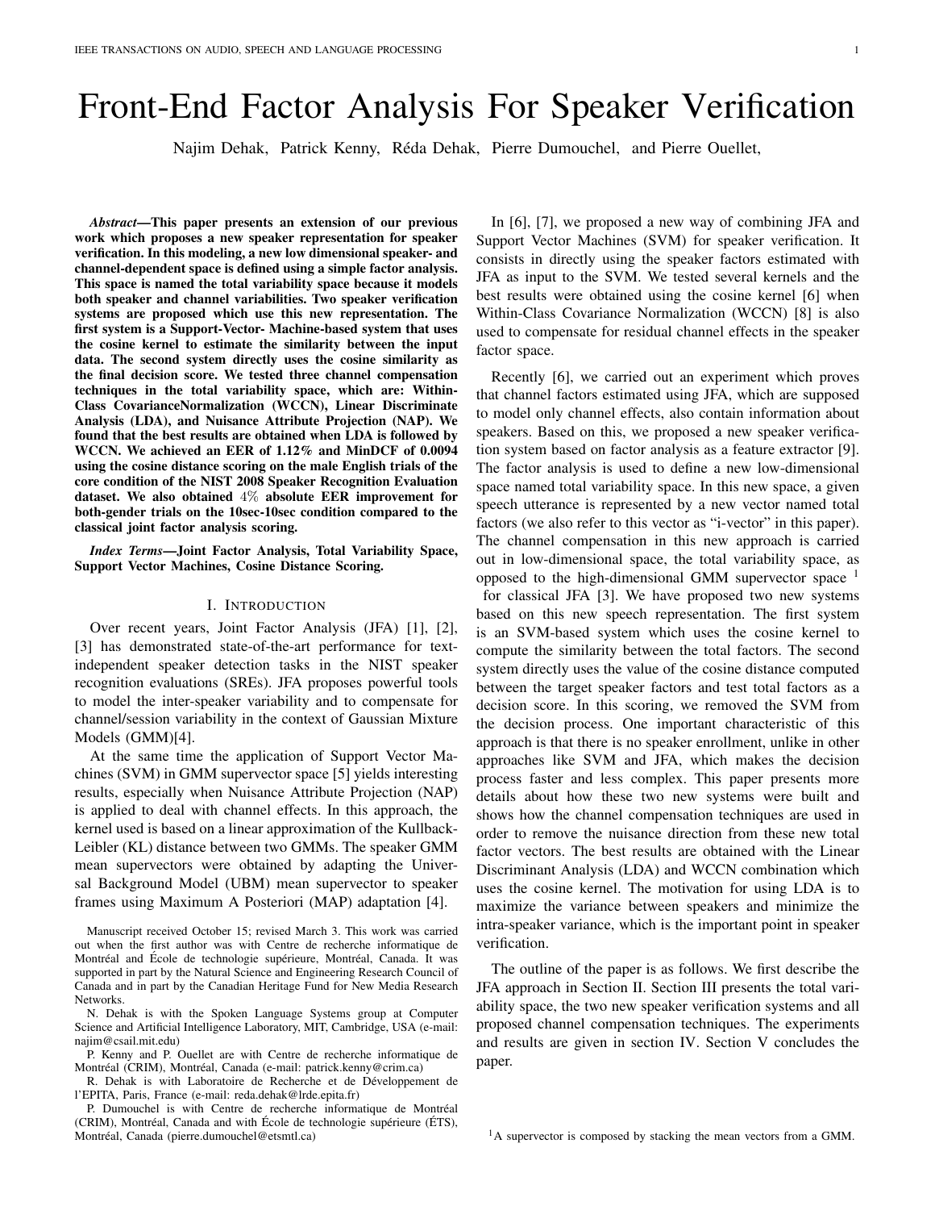# Front-End Factor Analysis For Speaker Verification

Najim Dehak, Patrick Kenny, Réda Dehak, Pierre Dumouchel, and Pierre Ouellet,

***Abstract*—This paper presents an extension of our previous work which proposes a new speaker representation for speaker verification. In this modeling, a new low dimensional speaker- and channel-dependent space is defined using a simple factor analysis. This space is named the total variability space because it models both speaker and channel variabilities. Two speaker verification systems are proposed which use this new representation. The first system is a Support-Vector- Machine-based system that uses the cosine kernel to estimate the similarity between the input data. The second system directly uses the cosine similarity as the final decision score. We tested three channel compensation techniques in the total variability space, which are: Within-Class CovarianceNormalization (WCCN), Linear Discriminate Analysis (LDA), and Nuisance Attribute Projection (NAP). We found that the best results are obtained when LDA is followed by WCCN. We achieved an EER of 1.12% and MinDCF of 0.0094 using the cosine distance scoring on the male English trials of the core condition of the NIST 2008 Speaker Recognition Evaluation dataset. We also obtained $4\%$ absolute EER improvement for both-gender trials on the 10sec-10sec condition compared to the classical joint factor analysis scoring.**

***Index Terms*—Joint Factor Analysis, Total Variability Space, Support Vector Machines, Cosine Distance Scoring.**

## I. Introduction

Over recent years, Joint Factor Analysis (JFA) [1], [2], [3] has demonstrated state-of-the-art performance for text-independent speaker detection tasks in the NIST speaker recognition evaluations (SREs). JFA proposes powerful tools to model the inter-speaker variability and to compensate for channel/session variability in the context of Gaussian Mixture Models (GMM)[4].

At the same time the application of Support Vector Machines (SVM) in GMM supervector space [5] yields interesting results, especially when Nuisance Attribute Projection (NAP) is applied to deal with channel effects. In this approach, the kernel used is based on a linear approximation of the Kullback-Leibler (KL) distance between two GMMs. The speaker GMM mean supervectors were obtained by adapting the Universal Background Model (UBM) mean supervector to speaker frames using Maximum A Posteriori (MAP) adaptation [4].

In [6], [7], we proposed a new way of combining JFA and Support Vector Machines (SVM) for speaker verification. It consists in directly using the speaker factors estimated with JFA as input to the SVM. We tested several kernels and the best results were obtained using the cosine kernel [6] when Within-Class Covariance Normalization (WCCN) [8] is also used to compensate for residual channel effects in the speaker factor space.

Recently [6], we carried out an experiment which proves that channel factors estimated using JFA, which are supposed to model only channel effects, also contain information about speakers. Based on this, we proposed a new speaker verification system based on factor analysis as a feature extractor [9]. The factor analysis is used to define a new low-dimensional space named total variability space. In this new space, a given speech utterance is represented by a new vector named total factors (we also refer to this vector as "i-vector" in this paper). The channel compensation in this new approach is carried out in low-dimensional space, the total variability space, as opposed to the high-dimensional GMM supervector space [1] for classical JFA [3]. We have proposed two new systems based on this new speech representation. The first system is an SVM-based system which uses the cosine kernel to compute the similarity between the total factors. The second system directly uses the value of the cosine distance computed between the target speaker factors and test total factors as a decision score. In this scoring, we removed the SVM from the decision process. One important characteristic of this approach is that there is no speaker enrollment, unlike in other approaches like SVM and JFA, which makes the decision process faster and less complex. This paper presents more details about how these two new systems were built and shows how the channel compensation techniques are used in order to remove the nuisance direction from these new total factor vectors. The best results are obtained with the Linear Discriminant Analysis (LDA) and WCCN combination which uses the cosine kernel. The motivation for using LDA is to maximize the variance between speakers and minimize the intra-speaker variance, which is the important point in speaker verification.

The outline of the paper is as follows. We first describe the JFA approach in Section II. Section III presents the total variability space, the two new speaker verification systems and all proposed channel compensation techniques. The experiments and results are given in section IV. Section V concludes the paper.

Manuscript received October 15; revised March 3. This work was carried out when the first author was with Centre de recherche informatique de Montréal and École de technologie supérieure, Montréal, Canada. It was supported in part by the Natural Science and Engineering Research Council of Canada and in part by the Canadian Heritage Fund for New Media Research Networks.

N. Dehak is with the Spoken Language Systems group at Computer Science and Artificial Intelligence Laboratory, MIT, Cambridge, USA (e-mail: najim@csail.mit.edu)

P. Kenny and P. Ouellet are with Centre de recherche informatique de Montréal (CRIM), Montréal, Canada (e-mail: patrick.kenny@crim.ca)

R. Dehak is with Laboratoire de Recherche et de Développement de l'EPITA, Paris, France (e-mail: reda.dehak@lrde.epita.fr)

P. Dumouchel is with Centre de recherche informatique de Montréal (CRIM), Montréal, Canada and with École de technologie supérieure (ÉTS), Montréal, Canada (pierre.dumouchel@etsmtl.ca)

[1] A supervector is composed by stacking the mean vectors from a GMM.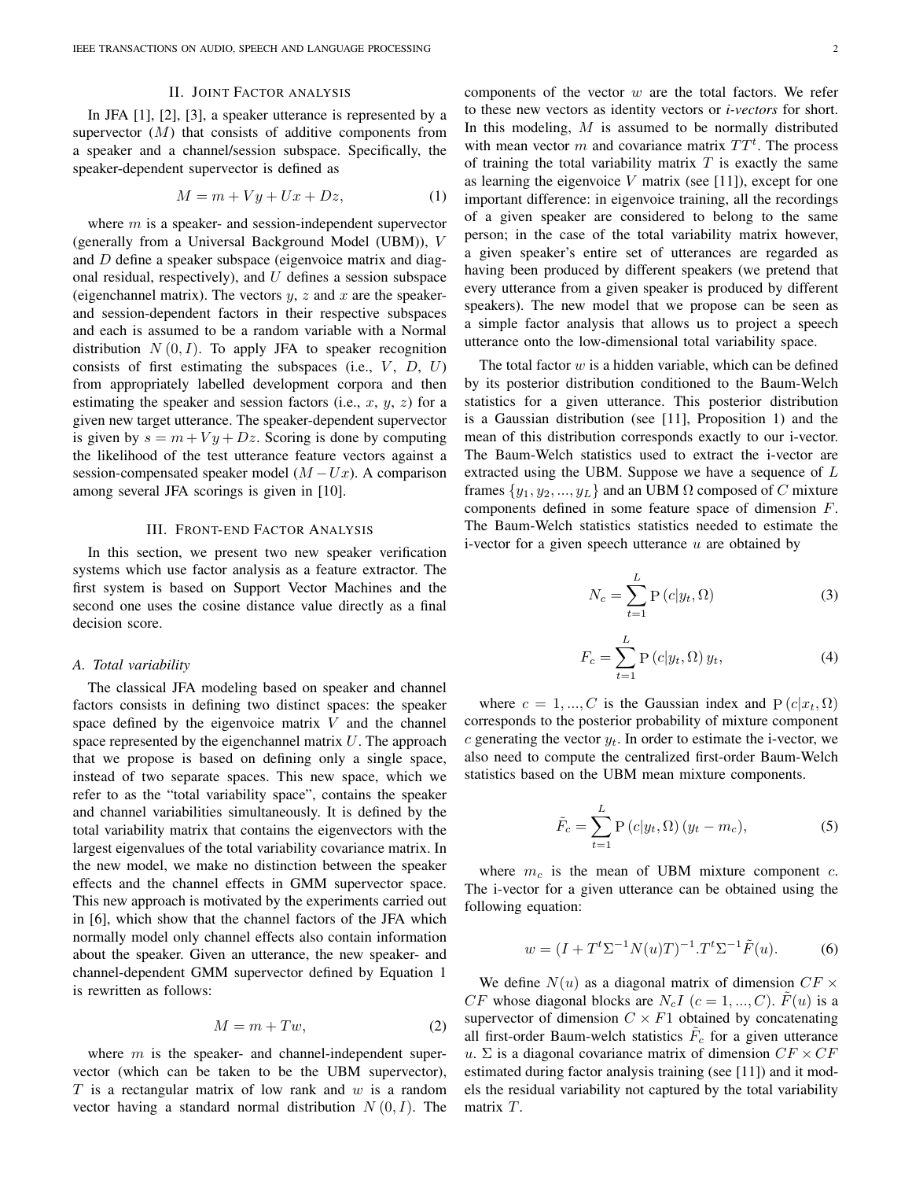## II. Joint Factor analysis

In JFA [1], [2], [3], a speaker utterance is represented by a supervector ($M$) that consists of additive components from a speaker and a channel/session subspace. Specifically, the speaker-dependent supervector is defined as

$$M = m + Vy + Ux + Dz, \tag{1}$$

where $m$ is a speaker- and session-independent supervector (generally from a Universal Background Model (UBM)), $V$ and $D$ define a speaker subspace (eigenvoice matrix and diagonal residual, respectively), and $U$ defines a session subspace (eigenchannel matrix). The vectors $y$, $z$ and $x$ are the speaker- and session-dependent factors in their respective subspaces and each is assumed to be a random variable with a Normal distribution $N(0, I)$. To apply JFA to speaker recognition consists of first estimating the subspaces (i.e., $V$, $D$, $U$) from appropriately labelled development corpora and then estimating the speaker and session factors (i.e., $x$, $y$, $z$) for a given new target utterance. The speaker-dependent supervector is given by $s = m + Vy + Dz$. Scoring is done by computing the likelihood of the test utterance feature vectors against a session-compensated speaker model ($M - Ux$). A comparison among several JFA scorings is given in [10].

## III. Front-end Factor Analysis

In this section, we present two new speaker verification systems which use factor analysis as a feature extractor. The first system is based on Support Vector Machines and the second one uses the cosine distance value directly as a final decision score.

### A. Total variability

The classical JFA modeling based on speaker and channel factors consists in defining two distinct spaces: the speaker space defined by the eigenvoice matrix $V$ and the channel space represented by the eigenchannel matrix $U$. The approach that we propose is based on defining only a single space, instead of two separate spaces. This new space, which we refer to as the "total variability space", contains the speaker and channel variabilities simultaneously. It is defined by the total variability matrix that contains the eigenvectors with the largest eigenvalues of the total variability covariance matrix. In the new model, we make no distinction between the speaker effects and the channel effects in GMM supervector space. This new approach is motivated by the experiments carried out in [6], which show that the channel factors of the JFA which normally model only channel effects also contain information about the speaker. Given an utterance, the new speaker- and channel-dependent GMM supervector defined by Equation 1 is rewritten as follows:

$$M = m + Tw, \tag{2}$$

where $m$ is the speaker- and channel-independent supervector (which can be taken to be the UBM supervector), $T$ is a rectangular matrix of low rank and $w$ is a random vector having a standard normal distribution $N(0, I)$. The components of the vector $w$ are the total factors. We refer to these new vectors as identity vectors or *i-vectors* for short. In this modeling, $M$ is assumed to be normally distributed with mean vector $m$ and covariance matrix $TT^t$. The process of training the total variability matrix $T$ is exactly the same as learning the eigenvoice $V$ matrix (see [11]), except for one important difference: in eigenvoice training, all the recordings of a given speaker are considered to belong to the same person; in the case of the total variability matrix however, a given speaker's entire set of utterances are regarded as having been produced by different speakers (we pretend that every utterance from a given speaker is produced by different speakers). The new model that we propose can be seen as a simple factor analysis that allows us to project a speech utterance onto the low-dimensional total variability space.

The total factor $w$ is a hidden variable, which can be defined by its posterior distribution conditioned to the Baum-Welch statistics for a given utterance. This posterior distribution is a Gaussian distribution (see [11], Proposition 1) and the mean of this distribution corresponds exactly to our i-vector. The Baum-Welch statistics used to extract the i-vector are extracted using the UBM. Suppose we have a sequence of $L$ frames $\{y_1, y_2, ..., y_L\}$ and an UBM $\Omega$ composed of $C$ mixture components defined in some feature space of dimension $F$. The Baum-Welch statistics statistics needed to estimate the i-vector for a given speech utterance $u$ are obtained by

$$N_c = \sum_{t=1}^{L} \mathrm{P}(c|y_t, \Omega) \tag{3}$$

$$F_c = \sum_{t=1}^{L} \mathrm{P}(c|y_t, \Omega)\, y_t, \tag{4}$$

where $c = 1, ..., C$ is the Gaussian index and $\mathrm{P}(c|x_t, \Omega)$ corresponds to the posterior probability of mixture component $c$ generating the vector $y_t$. In order to estimate the i-vector, we also need to compute the centralized first-order Baum-Welch statistics based on the UBM mean mixture components.

$$\tilde{F}_c = \sum_{t=1}^{L} \mathrm{P}(c|y_t, \Omega)\,(y_t - m_c), \tag{5}$$

where $m_c$ is the mean of UBM mixture component $c$. The i-vector for a given utterance can be obtained using the following equation:

$$w = (I + T^t \Sigma^{-1} N(u) T)^{-1} . T^t \Sigma^{-1} \tilde{F}(u). \tag{6}$$

We define $N(u)$ as a diagonal matrix of dimension $CF \times CF$ whose diagonal blocks are $N_c I$ $(c = 1, ..., C)$. $\tilde{F}(u)$ is a supervector of dimension $C \times F1$ obtained by concatenating all first-order Baum-welch statistics $\tilde{F}_c$ for a given utterance $u$. $\Sigma$ is a diagonal covariance matrix of dimension $CF \times CF$ estimated during factor analysis training (see [11]) and it models the residual variability not captured by the total variability matrix $T$.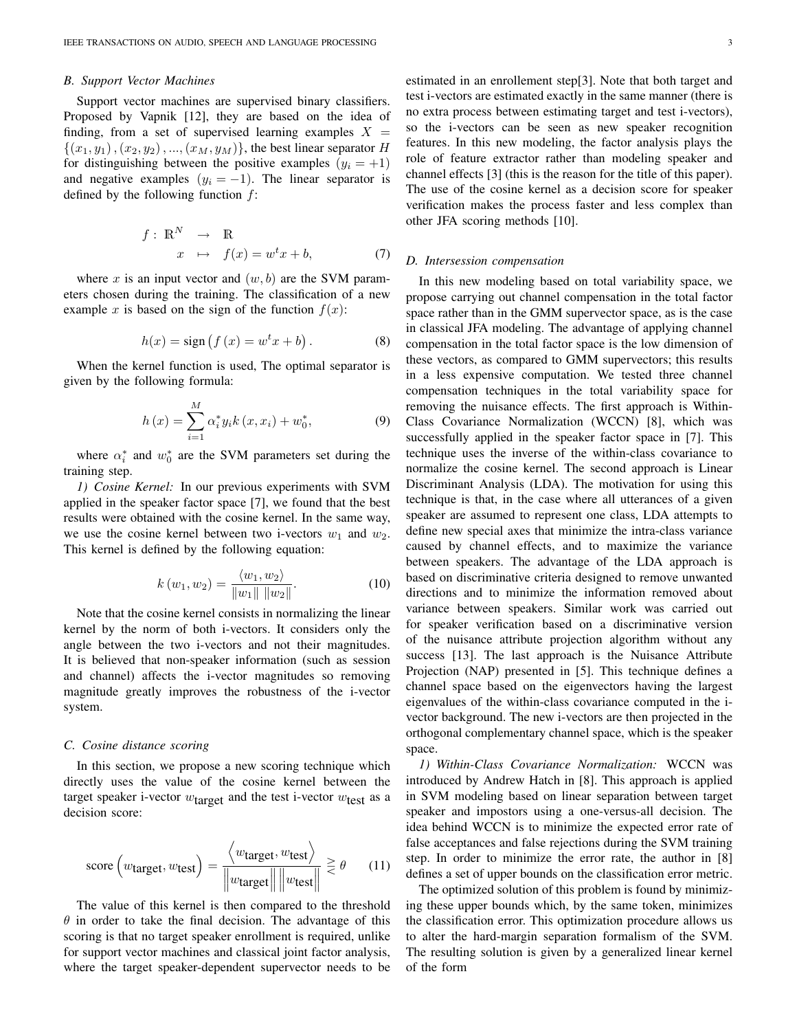### B. Support Vector Machines

Support vector machines are supervised binary classifiers. Proposed by Vapnik [12], they are based on the idea of finding, from a set of supervised learning examples $X = \{(x_1, y_1), (x_2, y_2), ..., (x_M, y_M)\}$, the best linear separator $H$ for distinguishing between the positive examples ($y_i = +1$) and negative examples ($y_i = -1$). The linear separator is defined by the following function $f$:

$$f: \mathbb{R}^N \rightarrow \mathbb{R}$$
$$x \mapsto f(x) = w^t x + b, \tag{7}$$

where $x$ is an input vector and $(w, b)$ are the SVM parameters chosen during the training. The classification of a new example $x$ is based on the sign of the function $f(x)$:

$$h(x) = \text{sign}\left(f(x) = w^t x + b\right). \tag{8}$$

When the kernel function is used, The optimal separator is given by the following formula:

$$h(x) = \sum_{i=1}^{M} \alpha_i^* y_i k(x, x_i) + w_0^*, \tag{9}$$

where $\alpha_i^*$ and $w_0^*$ are the SVM parameters set during the training step.

*1) Cosine Kernel:* In our previous experiments with SVM applied in the speaker factor space [7], we found that the best results were obtained with the cosine kernel. In the same way, we use the cosine kernel between two i-vectors $w_1$ and $w_2$. This kernel is defined by the following equation:

$$k(w_1, w_2) = \frac{\langle w_1, w_2 \rangle}{\|w_1\| \, \|w_2\|}. \tag{10}$$

Note that the cosine kernel consists in normalizing the linear kernel by the norm of both i-vectors. It considers only the angle between the two i-vectors and not their magnitudes. It is believed that non-speaker information (such as session and channel) affects the i-vector magnitudes so removing magnitude greatly improves the robustness of the i-vector system.

### C. Cosine distance scoring

In this section, we propose a new scoring technique which directly uses the value of the cosine kernel between the target speaker i-vector $w_{\text{target}}$ and the test i-vector $w_{\text{test}}$ as a decision score:

$$\text{score}\left(w_{\text{target}}, w_{\text{test}}\right) = \frac{\left\langle w_{\text{target}}, w_{\text{test}} \right\rangle}{\left\|w_{\text{target}}\right\| \left\|w_{\text{test}}\right\|} \gtreqless \theta \tag{11}$$

The value of this kernel is then compared to the threshold $\theta$ in order to take the final decision. The advantage of this scoring is that no target speaker enrollment is required, unlike for support vector machines and classical joint factor analysis, where the target speaker-dependent supervector needs to be estimated in an enrollement step[3]. Note that both target and test i-vectors are estimated exactly in the same manner (there is no extra process between estimating target and test i-vectors), so the i-vectors can be seen as new speaker recognition features. In this new modeling, the factor analysis plays the role of feature extractor rather than modeling speaker and channel effects [3] (this is the reason for the title of this paper). The use of the cosine kernel as a decision score for speaker verification makes the process faster and less complex than other JFA scoring methods [10].

### D. Intersession compensation

In this new modeling based on total variability space, we propose carrying out channel compensation in the total factor space rather than in the GMM supervector space, as is the case in classical JFA modeling. The advantage of applying channel compensation in the total factor space is the low dimension of these vectors, as compared to GMM supervectors; this results in a less expensive computation. We tested three channel compensation techniques in the total variability space for removing the nuisance effects. The first approach is Within-Class Covariance Normalization (WCCN) [8], which was successfully applied in the speaker factor space in [7]. This technique uses the inverse of the within-class covariance to normalize the cosine kernel. The second approach is Linear Discriminant Analysis (LDA). The motivation for using this technique is that, in the case where all utterances of a given speaker are assumed to represent one class, LDA attempts to define new special axes that minimize the intra-class variance caused by channel effects, and to maximize the variance between speakers. The advantage of the LDA approach is based on discriminative criteria designed to remove unwanted directions and to minimize the information removed about variance between speakers. Similar work was carried out for speaker verification based on a discriminative version of the nuisance attribute projection algorithm without any success [13]. The last approach is the Nuisance Attribute Projection (NAP) presented in [5]. This technique defines a channel space based on the eigenvectors having the largest eigenvalues of the within-class covariance computed in the i-vector background. The new i-vectors are then projected in the orthogonal complementary channel space, which is the speaker space.

*1) Within-Class Covariance Normalization:* WCCN was introduced by Andrew Hatch in [8]. This approach is applied in SVM modeling based on linear separation between target speaker and impostors using a one-versus-all decision. The idea behind WCCN is to minimize the expected error rate of false acceptances and false rejections during the SVM training step. In order to minimize the error rate, the author in [8] defines a set of upper bounds on the classification error metric.

The optimized solution of this problem is found by minimizing these upper bounds which, by the same token, minimizes the classification error. This optimization procedure allows us to alter the hard-margin separation formalism of the SVM. The resulting solution is given by a generalized linear kernel of the form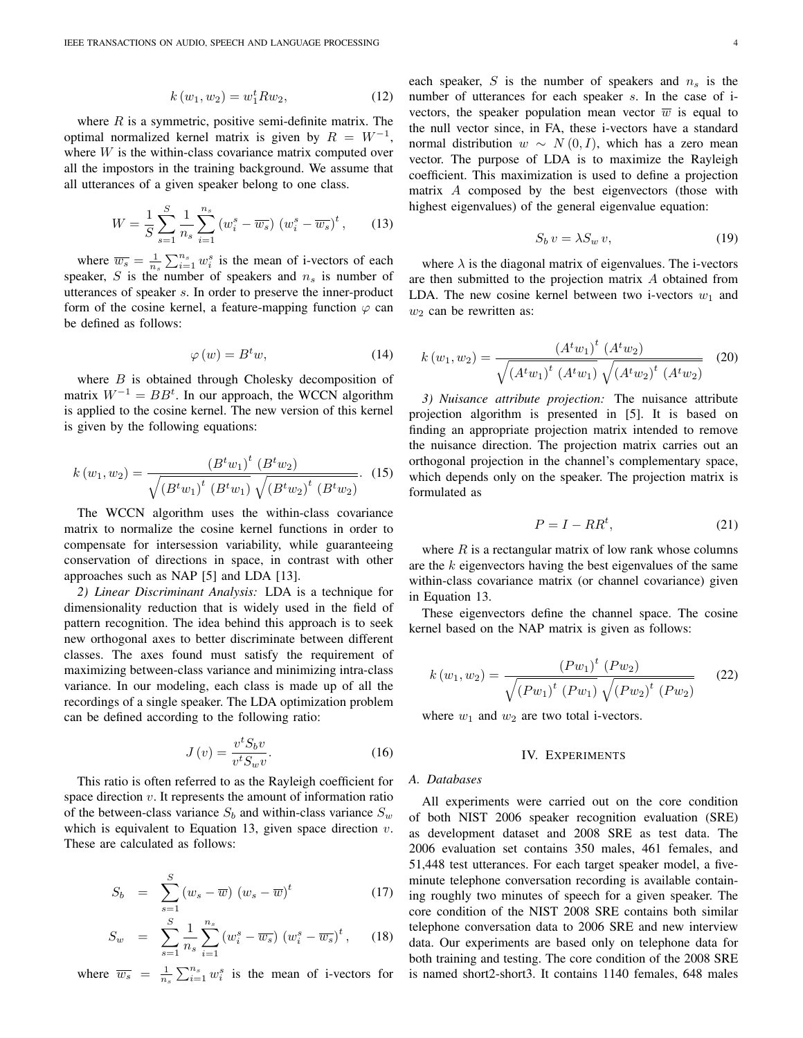$$k(w_1, w_2) = w_1^t R w_2, \tag{12}$$

where $R$ is a symmetric, positive semi-definite matrix. The optimal normalized kernel matrix is given by $R = W^{-1}$, where $W$ is the within-class covariance matrix computed over all the impostors in the training background. We assume that all utterances of a given speaker belong to one class.

$$W = \frac{1}{S}\sum_{s=1}^{S}\frac{1}{n_s}\sum_{i=1}^{n_s}\left(w_i^s - \overline{w_s}\right)\left(w_i^s - \overline{w_s}\right)^t, \tag{13}$$

where $\overline{w_s} = \frac{1}{n_s}\sum_{i=1}^{n_s} w_i^s$ is the mean of i-vectors of each speaker, $S$ is the number of speakers and $n_s$ is number of utterances of speaker $s$. In order to preserve the inner-product form of the cosine kernel, a feature-mapping function $\varphi$ can be defined as follows:

$$\varphi(w) = B^t w, \tag{14}$$

where $B$ is obtained through Cholesky decomposition of matrix $W^{-1} = BB^t$. In our approach, the WCCN algorithm is applied to the cosine kernel. The new version of this kernel is given by the following equations:

$$k(w_1, w_2) = \frac{\left(B^t w_1\right)^t \left(B^t w_2\right)}{\sqrt{\left(B^t w_1\right)^t \left(B^t w_1\right)}\sqrt{\left(B^t w_2\right)^t \left(B^t w_2\right)}}. \tag{15}$$

The WCCN algorithm uses the within-class covariance matrix to normalize the cosine kernel functions in order to compensate for intersession variability, while guaranteeing conservation of directions in space, in contrast with other approaches such as NAP [5] and LDA [13].

*2) Linear Discriminant Analysis:* LDA is a technique for dimensionality reduction that is widely used in the field of pattern recognition. The idea behind this approach is to seek new orthogonal axes to better discriminate between different classes. The axes found must satisfy the requirement of maximizing between-class variance and minimizing intra-class variance. In our modeling, each class is made up of all the recordings of a single speaker. The LDA optimization problem can be defined according to the following ratio:

$$J(v) = \frac{v^t S_b v}{v^t S_w v}. \tag{16}$$

This ratio is often referred to as the Rayleigh coefficient for space direction $v$. It represents the amount of information ratio of the between-class variance $S_b$ and within-class variance $S_w$ which is equivalent to Equation 13, given space direction $v$. These are calculated as follows:

$$S_b = \sum_{s=1}^{S}\left(w_s - \overline{w}\right)\left(w_s - \overline{w}\right)^t \tag{17}$$

$$S_w = \sum_{s=1}^{S}\frac{1}{n_s}\sum_{i=1}^{n_s}\left(w_i^s - \overline{w_s}\right)\left(w_i^s - \overline{w_s}\right)^t, \tag{18}$$

where $\overline{w_s} = \frac{1}{n_s}\sum_{i=1}^{n_s} w_i^s$ is the mean of i-vectors for each speaker, $S$ is the number of speakers and $n_s$ is the number of utterances for each speaker $s$. In the case of i-vectors, the speaker population mean vector $\overline{w}$ is equal to the null vector since, in FA, these i-vectors have a standard normal distribution $w \sim N(0, I)$, which has a zero mean vector. The purpose of LDA is to maximize the Rayleigh coefficient. This maximization is used to define a projection matrix $A$ composed by the best eigenvectors (those with highest eigenvalues) of the general eigenvalue equation:

$$S_b\, v = \lambda S_w\, v, \tag{19}$$

where $\lambda$ is the diagonal matrix of eigenvalues. The i-vectors are then submitted to the projection matrix $A$ obtained from LDA. The new cosine kernel between two i-vectors $w_1$ and $w_2$ can be rewritten as:

$$k(w_1, w_2) = \frac{\left(A^t w_1\right)^t \left(A^t w_2\right)}{\sqrt{\left(A^t w_1\right)^t \left(A^t w_1\right)}\sqrt{\left(A^t w_2\right)^t \left(A^t w_2\right)}} \tag{20}$$

*3) Nuisance attribute projection:* The nuisance attribute projection algorithm is presented in [5]. It is based on finding an appropriate projection matrix intended to remove the nuisance direction. The projection matrix carries out an orthogonal projection in the channel's complementary space, which depends only on the speaker. The projection matrix is formulated as

$$P = I - RR^t, \tag{21}$$

where $R$ is a rectangular matrix of low rank whose columns are the $k$ eigenvectors having the best eigenvalues of the same within-class covariance matrix (or channel covariance) given in Equation 13.

These eigenvectors define the channel space. The cosine kernel based on the NAP matrix is given as follows:

$$k(w_1, w_2) = \frac{\left(Pw_1\right)^t \left(Pw_2\right)}{\sqrt{\left(Pw_1\right)^t \left(Pw_1\right)}\sqrt{\left(Pw_2\right)^t \left(Pw_2\right)}} \tag{22}$$

where $w_1$ and $w_2$ are two total i-vectors.

## IV. Experiments

### A. Databases

All experiments were carried out on the core condition of both NIST 2006 speaker recognition evaluation (SRE) as development dataset and 2008 SRE as test data. The 2006 evaluation set contains 350 males, 461 females, and 51,448 test utterances. For each target speaker model, a five-minute telephone conversation recording is available containing roughly two minutes of speech for a given speaker. The core condition of the NIST 2008 SRE contains both similar telephone conversation data to 2006 SRE and new interview data. Our experiments are based only on telephone data for both training and testing. The core condition of the 2008 SRE is named short2-short3. It contains 1140 females, 648 males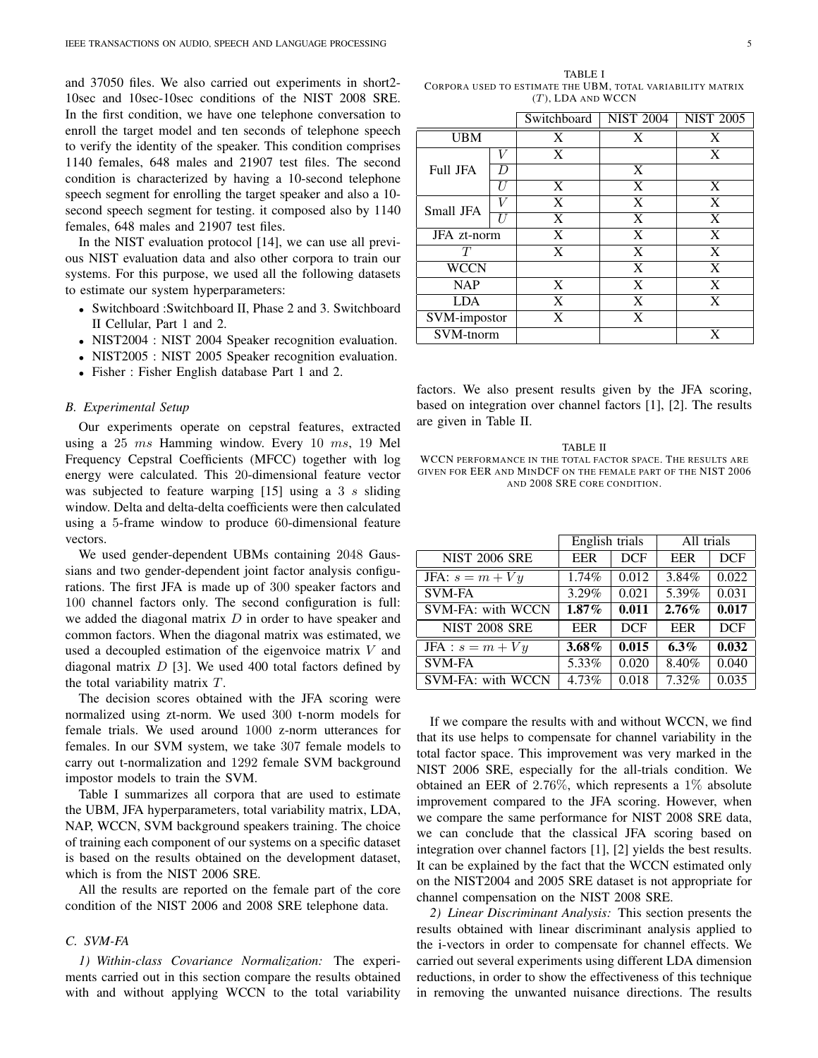and 37050 files. We also carried out experiments in short2-10sec and 10sec-10sec conditions of the NIST 2008 SRE. In the first condition, we have one telephone conversation to enroll the target model and ten seconds of telephone speech to verify the identity of the speaker. This condition comprises 1140 females, 648 males and 21907 test files. The second condition is characterized by having a 10-second telephone speech segment for enrolling the target speaker and also a 10-second speech segment for testing. it composed also by 1140 females, 648 males and 21907 test files.

In the NIST evaluation protocol [14], we can use all previous NIST evaluation data and also other corpora to train our systems. For this purpose, we used all the following datasets to estimate our system hyperparameters:

- Switchboard :Switchboard II, Phase 2 and 3. Switchboard II Cellular, Part 1 and 2.
- NIST2004 : NIST 2004 Speaker recognition evaluation.
- NIST2005 : NIST 2005 Speaker recognition evaluation.
- Fisher : Fisher English database Part 1 and 2.

### *B. Experimental Setup*

Our experiments operate on cepstral features, extracted using a 25 $ms$ Hamming window. Every 10 $ms$, 19 Mel Frequency Cepstral Coefficients (MFCC) together with log energy were calculated. This 20-dimensional feature vector was subjected to feature warping [15] using a 3 $s$ sliding window. Delta and delta-delta coefficients were then calculated using a 5-frame window to produce 60-dimensional feature vectors.

We used gender-dependent UBMs containing 2048 Gaussians and two gender-dependent joint factor analysis configurations. The first JFA is made up of 300 speaker factors and 100 channel factors only. The second configuration is full: we added the diagonal matrix $D$ in order to have speaker and common factors. When the diagonal matrix was estimated, we used a decoupled estimation of the eigenvoice matrix $V$ and diagonal matrix $D$ [3]. We used 400 total factors defined by the total variability matrix $T$.

The decision scores obtained with the JFA scoring were normalized using zt-norm. We used 300 t-norm models for female trials. We used around 1000 z-norm utterances for females. In our SVM system, we take 307 female models to carry out t-normalization and 1292 female SVM background impostor models to train the SVM.

Table I summarizes all corpora that are used to estimate the UBM, JFA hyperparameters, total variability matrix, LDA, NAP, WCCN, SVM background speakers training. The choice of training each component of our systems on a specific dataset is based on the results obtained on the development dataset, which is from the NIST 2006 SRE.

All the results are reported on the female part of the core condition of the NIST 2006 and 2008 SRE telephone data.

TABLE I
CORPORA USED TO ESTIMATE THE UBM, TOTAL VARIABILITY MATRIX ($T$), LDA AND WCCN

| | | Switchboard | NIST 2004 | NIST 2005 |
|---|---|---|---|---|
| UBM | | X | X | X |
| Full JFA | $V$ | X | | X |
| | $D$ | | X | |
| | $U$ | X | X | X |
| Small JFA | $V$ | X | X | X |
| | $U$ | X | X | X |
| JFA zt-norm | | X | X | X |
| $T$ | | X | X | X |
| WCCN | | | X | X |
| NAP | | X | X | X |
| LDA | | X | X | X |
| SVM-impostor | | X | X | |
| SVM-tnorm | | | | X |

### *C. SVM-FA*

*1) Within-class Covariance Normalization:* The experiments carried out in this section compare the results obtained with and without applying WCCN to the total variability factors. We also present results given by the JFA scoring, based on integration over channel factors [1], [2]. The results are given in Table II.

TABLE II
WCCN PERFORMANCE IN THE TOTAL FACTOR SPACE. THE RESULTS ARE GIVEN FOR EER AND MINDCF ON THE FEMALE PART OF THE NIST 2006 AND 2008 SRE CORE CONDITION.

| | English trials | | All trials | |
|---|---|---|---|---|
| NIST 2006 SRE | EER | DCF | EER | DCF |
| JFA: $s = m + Vy$ | 1.74% | 0.012 | 3.84% | 0.022 |
| SVM-FA | 3.29% | 0.021 | 5.39% | 0.031 |
| SVM-FA: with WCCN | **1.87%** | **0.011** | **2.76%** | **0.017** |
| NIST 2008 SRE | EER | DCF | EER | DCF |
| JFA : $s = m + Vy$ | **3.68%** | **0.015** | **6.3%** | **0.032** |
| SVM-FA | 5.33% | 0.020 | 8.40% | 0.040 |
| SVM-FA: with WCCN | 4.73% | 0.018 | 7.32% | 0.035 |

If we compare the results with and without WCCN, we find that its use helps to compensate for channel variability in the total factor space. This improvement was very marked in the NIST 2006 SRE, especially for the all-trials condition. We obtained an EER of 2.76%, which represents a 1% absolute improvement compared to the JFA scoring. However, when we compare the same performance for NIST 2008 SRE data, we can conclude that the classical JFA scoring based on integration over channel factors [1], [2] yields the best results. It can be explained by the fact that the WCCN estimated only on the NIST2004 and 2005 SRE dataset is not appropriate for channel compensation on the NIST 2008 SRE.

*2) Linear Discriminant Analysis:* This section presents the results obtained with linear discriminant analysis applied to the i-vectors in order to compensate for channel effects. We carried out several experiments using different LDA dimension reductions, in order to show the effectiveness of this technique in removing the unwanted nuisance directions. The results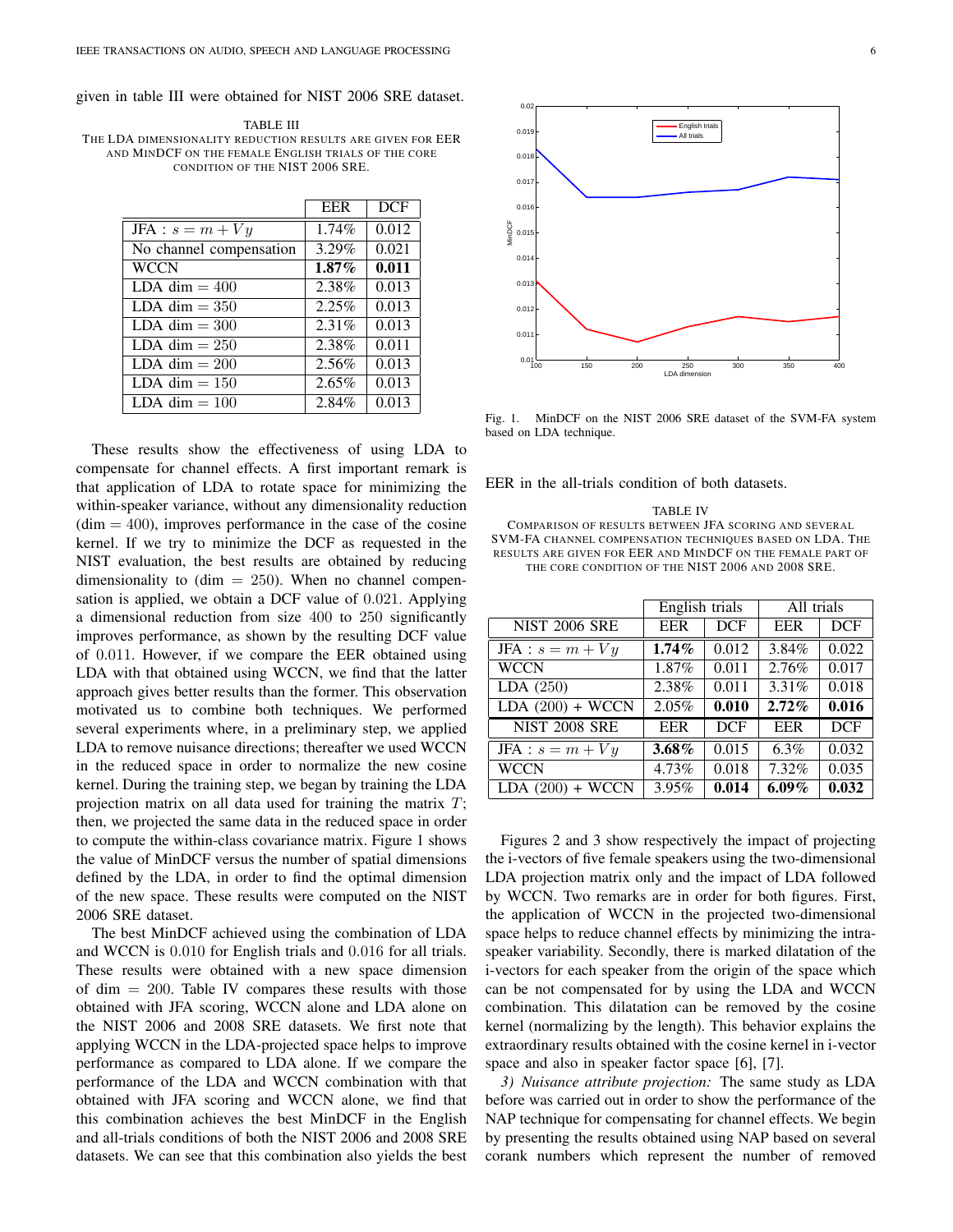given in table III were obtained for NIST 2006 SRE dataset.

TABLE III
THE LDA DIMENSIONALITY REDUCTION RESULTS ARE GIVEN FOR EER AND MINDCF ON THE FEMALE ENGLISH TRIALS OF THE CORE CONDITION OF THE NIST 2006 SRE.

| | EER | DCF |
|---|---|---|
| JFA : $s = m + Vy$ | 1.74% | 0.012 |
| No channel compensation | 3.29% | 0.021 |
| WCCN | **1.87%** | **0.011** |
| LDA dim $= 400$ | 2.38% | 0.013 |
| LDA dim $= 350$ | 2.25% | 0.013 |
| LDA dim $= 300$ | 2.31% | 0.013 |
| LDA dim $= 250$ | 2.38% | 0.011 |
| LDA dim $= 200$ | 2.56% | 0.013 |
| LDA dim $= 150$ | 2.65% | 0.013 |
| LDA dim $= 100$ | 2.84% | 0.013 |

These results show the effectiveness of using LDA to compensate for channel effects. A first important remark is that application of LDA to rotate space for minimizing the within-speaker variance, without any dimensionality reduction (dim $= 400$), improves performance in the case of the cosine kernel. If we try to minimize the DCF as requested in the NIST evaluation, the best results are obtained by reducing dimensionality to (dim $= 250$). When no channel compensation is applied, we obtain a DCF value of $0.021$. Applying a dimensional reduction from size $400$ to $250$ significantly improves performance, as shown by the resulting DCF value of $0.011$. However, if we compare the EER obtained using LDA with that obtained using WCCN, we find that the latter approach gives better results than the former. This observation motivated us to combine both techniques. We performed several experiments where, in a preliminary step, we applied LDA to remove nuisance directions; thereafter we used WCCN in the reduced space in order to normalize the new cosine kernel. During the training step, we began by training the LDA projection matrix on all data used for training the matrix $T$; then, we projected the same data in the reduced space in order to compute the within-class covariance matrix. Figure 1 shows the value of MinDCF versus the number of spatial dimensions defined by the LDA, in order to find the optimal dimension of the new space. These results were computed on the NIST 2006 SRE dataset.

The best MinDCF achieved using the combination of LDA and WCCN is $0.010$ for English trials and $0.016$ for all trials. These results were obtained with a new space dimension of dim $= 200$. Table IV compares these results with those obtained with JFA scoring, WCCN alone and LDA alone on the NIST 2006 and 2008 SRE datasets. We first note that applying WCCN in the LDA-projected space helps to improve performance as compared to LDA alone. If we compare the performance of the LDA and WCCN combination with that obtained with JFA scoring and WCCN alone, we find that this combination achieves the best MinDCF in the English and all-trials conditions of both the NIST 2006 and 2008 SRE datasets. We can see that this combination also yields the best EER in the all-trials condition of both datasets.

Fig. 1. MinDCF on the NIST 2006 SRE dataset of the SVM-FA system based on LDA technique.

TABLE IV
COMPARISON OF RESULTS BETWEEN JFA SCORING AND SEVERAL SVM-FA CHANNEL COMPENSATION TECHNIQUES BASED ON LDA. THE RESULTS ARE GIVEN FOR EER AND MINDCF ON THE FEMALE PART OF THE CORE CONDITION OF THE NIST 2006 AND 2008 SRE.

| | English trials | | All trials | |
|---|---|---|---|---|
| NIST 2006 SRE | EER | DCF | EER | DCF |
| JFA : $s = m + Vy$ | **1.74%** | 0.012 | 3.84% | 0.022 |
| WCCN | 1.87% | 0.011 | 2.76% | 0.017 |
| LDA (250) | 2.38% | 0.011 | 3.31% | 0.018 |
| LDA (200) + WCCN | 2.05% | **0.010** | **2.72%** | **0.016** |
| NIST 2008 SRE | EER | DCF | EER | DCF |
| JFA : $s = m + Vy$ | **3.68%** | 0.015 | 6.3% | 0.032 |
| WCCN | 4.73% | 0.018 | 7.32% | 0.035 |
| LDA (200) + WCCN | 3.95% | **0.014** | **6.09%** | **0.032** |

Figures 2 and 3 show respectively the impact of projecting the i-vectors of five female speakers using the two-dimensional LDA projection matrix only and the impact of LDA followed by WCCN. Two remarks are in order for both figures. First, the application of WCCN in the projected two-dimensional space helps to reduce channel effects by minimizing the intra-speaker variability. Secondly, there is marked dilatation of the i-vectors for each speaker from the origin of the space which can be not compensated for by using the LDA and WCCN combination. This dilatation can be removed by the cosine kernel (normalizing by the length). This behavior explains the extraordinary results obtained with the cosine kernel in i-vector space and also in speaker factor space [6], [7].

*3) Nuisance attribute projection:* The same study as LDA before was carried out in order to show the performance of the NAP technique for compensating for channel effects. We begin by presenting the results obtained using NAP based on several corank numbers which represent the number of removed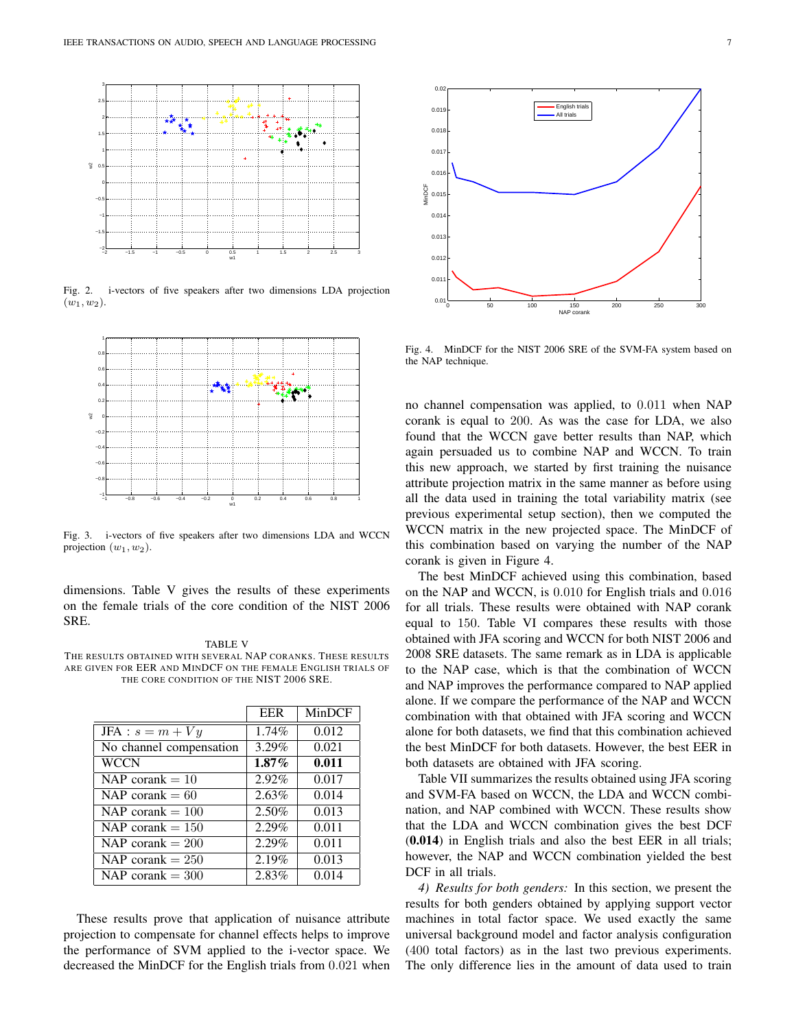Fig. 2. i-vectors of five speakers after two dimensions LDA projection $(w_1, w_2)$.

Fig. 3. i-vectors of five speakers after two dimensions LDA and WCCN projection $(w_1, w_2)$.

dimensions. Table V gives the results of these experiments on the female trials of the core condition of the NIST 2006 SRE.

TABLE V
THE RESULTS OBTAINED WITH SEVERAL NAP CORANKS. THESE RESULTS ARE GIVEN FOR EER AND MINDCF ON THE FEMALE ENGLISH TRIALS OF THE CORE CONDITION OF THE NIST 2006 SRE.

| | EER | MinDCF |
|---|---|---|
| JFA : $s = m + Vy$ | 1.74% | 0.012 |
| No channel compensation | 3.29% | 0.021 |
| WCCN | **1.87%** | **0.011** |
| NAP corank = 10 | 2.92% | 0.017 |
| NAP corank = 60 | 2.63% | 0.014 |
| NAP corank = 100 | 2.50% | 0.013 |
| NAP corank = 150 | 2.29% | 0.011 |
| NAP corank = 200 | 2.29% | 0.011 |
| NAP corank = 250 | 2.19% | 0.013 |
| NAP corank = 300 | 2.83% | 0.014 |

These results prove that application of nuisance attribute projection to compensate for channel effects helps to improve the performance of SVM applied to the i-vector space. We decreased the MinDCF for the English trials from 0.021 when no channel compensation was applied, to 0.011 when NAP corank is equal to 200. As was the case for LDA, we also found that the WCCN gave better results than NAP, which again persuaded us to combine NAP and WCCN. To train this new approach, we started by first training the nuisance attribute projection matrix in the same manner as before using all the data used in training the total variability matrix (see previous experimental setup section), then we computed the WCCN matrix in the new projected space. The MinDCF of this combination based on varying the number of the NAP corank is given in Figure 4.

Fig. 4. MinDCF for the NIST 2006 SRE of the SVM-FA system based on the NAP technique.

The best MinDCF achieved using this combination, based on the NAP and WCCN, is 0.010 for English trials and 0.016 for all trials. These results were obtained with NAP corank equal to 150. Table VI compares these results with those obtained with JFA scoring and WCCN for both NIST 2006 and 2008 SRE datasets. The same remark as in LDA is applicable to the NAP case, which is that the combination of WCCN and NAP improves the performance compared to NAP applied alone. If we compare the performance of the NAP and WCCN combination with that obtained with JFA scoring and WCCN alone for both datasets, we find that this combination achieved the best MinDCF for both datasets. However, the best EER in both datasets are obtained with JFA scoring.

Table VII summarizes the results obtained using JFA scoring and SVM-FA based on WCCN, the LDA and WCCN combination, and NAP combined with WCCN. These results show that the LDA and WCCN combination gives the best DCF (**0.014**) in English trials and also the best EER in all trials; however, the NAP and WCCN combination yielded the best DCF in all trials.

*4) Results for both genders:* In this section, we present the results for both genders obtained by applying support vector machines in total factor space. We used exactly the same universal background model and factor analysis configuration (400 total factors) as in the last two previous experiments. The only difference lies in the amount of data used to train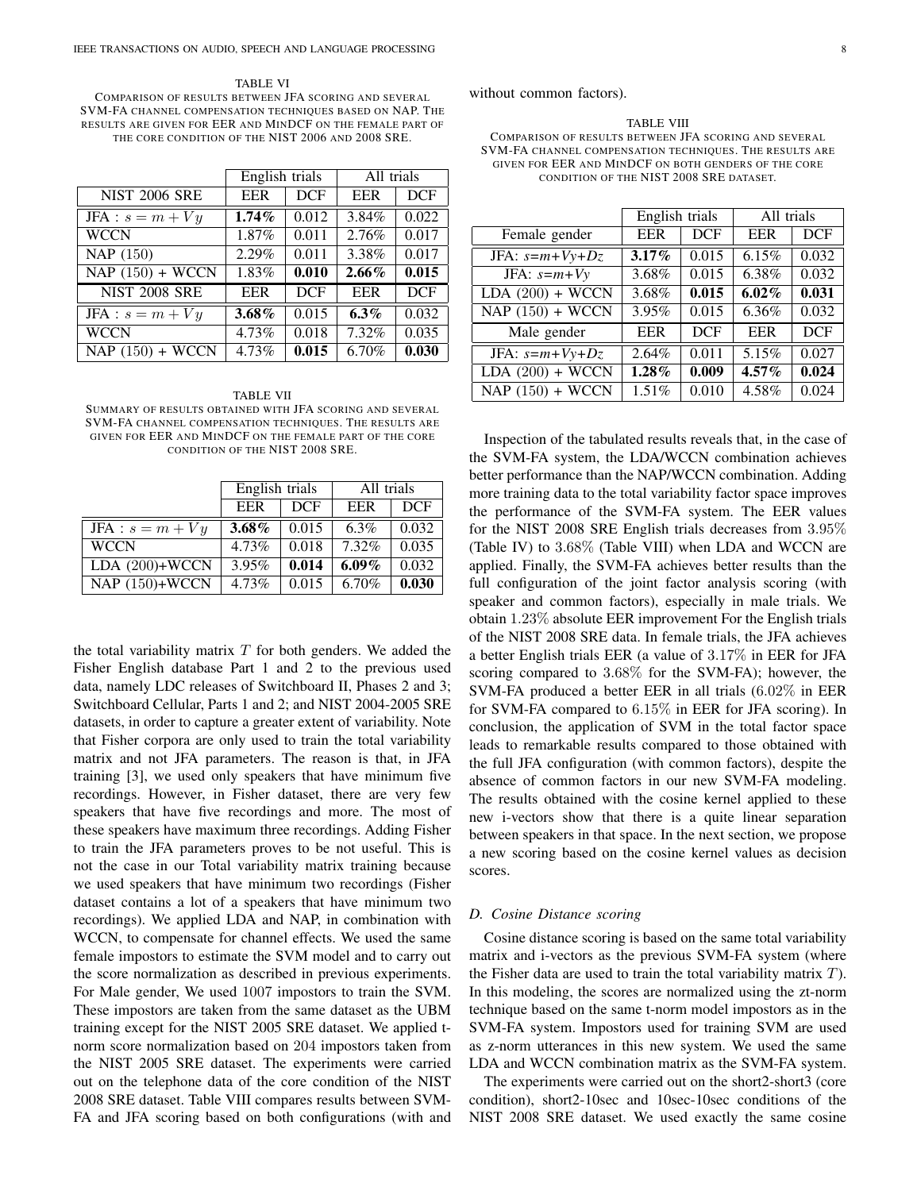TABLE VI

COMPARISON OF RESULTS BETWEEN JFA SCORING AND SEVERAL SVM-FA CHANNEL COMPENSATION TECHNIQUES BASED ON NAP. THE RESULTS ARE GIVEN FOR EER AND MINDCF ON THE FEMALE PART OF THE CORE CONDITION OF THE NIST 2006 AND 2008 SRE.

| | English trials | | All trials | |
|---|---|---|---|---|
| NIST 2006 SRE | EER | DCF | EER | DCF |
| JFA : $s = m + Vy$ | **1.74%** | 0.012 | 3.84% | 0.022 |
| WCCN | 1.87% | 0.011 | 2.76% | 0.017 |
| NAP (150) | 2.29% | 0.011 | 3.38% | 0.017 |
| NAP (150) + WCCN | 1.83% | **0.010** | **2.66%** | **0.015** |
| NIST 2008 SRE | EER | DCF | EER | DCF |
| JFA : $s = m + Vy$ | **3.68%** | 0.015 | **6.3%** | 0.032 |
| WCCN | 4.73% | 0.018 | 7.32% | 0.035 |
| NAP (150) + WCCN | 4.73% | **0.015** | 6.70% | **0.030** |

TABLE VII

SUMMARY OF RESULTS OBTAINED WITH JFA SCORING AND SEVERAL SVM-FA CHANNEL COMPENSATION TECHNIQUES. THE RESULTS ARE GIVEN FOR EER AND MINDCF ON THE FEMALE PART OF THE CORE CONDITION OF THE NIST 2008 SRE.

| | English trials | | All trials | |
|---|---|---|---|---|
| | EER | DCF | EER | DCF |
| JFA : $s = m + Vy$ | **3.68%** | 0.015 | 6.3% | 0.032 |
| WCCN | 4.73% | 0.018 | 7.32% | 0.035 |
| LDA (200)+WCCN | 3.95% | **0.014** | **6.09%** | 0.032 |
| NAP (150)+WCCN | 4.73% | 0.015 | 6.70% | **0.030** |

the total variability matrix $T$ for both genders. We added the Fisher English database Part 1 and 2 to the previous used data, namely LDC releases of Switchboard II, Phases 2 and 3; Switchboard Cellular, Parts 1 and 2; and NIST 2004-2005 SRE datasets, in order to capture a greater extent of variability. Note that Fisher corpora are only used to train the total variability matrix and not JFA parameters. The reason is that, in JFA training [3], we used only speakers that have minimum five recordings. However, in Fisher dataset, there are very few speakers that have five recordings and more. The most of these speakers have maximum three recordings. Adding Fisher to train the JFA parameters proves to be not useful. This is not the case in our Total variability matrix training because we used speakers that have minimum two recordings (Fisher dataset contains a lot of a speakers that have minimum two recordings). We applied LDA and NAP, in combination with WCCN, to compensate for channel effects. We used the same female impostors to estimate the SVM model and to carry out the score normalization as described in previous experiments. For Male gender, We used 1007 impostors to train the SVM. These impostors are taken from the same dataset as the UBM training except for the NIST 2005 SRE dataset. We applied t-norm score normalization based on 204 impostors taken from the NIST 2005 SRE dataset. The experiments were carried out on the telephone data of the core condition of the NIST 2008 SRE dataset. Table VIII compares results between SVM-FA and JFA scoring based on both configurations (with and without common factors).

TABLE VIII

COMPARISON OF RESULTS BETWEEN JFA SCORING AND SEVERAL SVM-FA CHANNEL COMPENSATION TECHNIQUES. THE RESULTS ARE GIVEN FOR EER AND MINDCF ON BOTH GENDERS OF THE CORE CONDITION OF THE NIST 2008 SRE DATASET.

| | English trials | | All trials | |
|---|---|---|---|---|
| Female gender | EER | DCF | EER | DCF |
| JFA: $s$=$m$+$Vy$+$Dz$ | **3.17%** | 0.015 | 6.15% | 0.032 |
| JFA: $s$=$m$+$Vy$ | 3.68% | 0.015 | 6.38% | 0.032 |
| LDA (200) + WCCN | 3.68% | **0.015** | **6.02%** | **0.031** |
| NAP (150) + WCCN | 3.95% | 0.015 | 6.36% | 0.032 |
| Male gender | EER | DCF | EER | DCF |
| JFA: $s$=$m$+$Vy$+$Dz$ | 2.64% | 0.011 | 5.15% | 0.027 |
| LDA (200) + WCCN | **1.28%** | **0.009** | **4.57%** | **0.024** |
| NAP (150) + WCCN | 1.51% | 0.010 | 4.58% | 0.024 |

Inspection of the tabulated results reveals that, in the case of the SVM-FA system, the LDA/WCCN combination achieves better performance than the NAP/WCCN combination. Adding more training data to the total variability factor space improves the performance of the SVM-FA system. The EER values for the NIST 2008 SRE English trials decreases from 3.95% (Table IV) to 3.68% (Table VIII) when LDA and WCCN are applied. Finally, the SVM-FA achieves better results than the full configuration of the joint factor analysis scoring (with speaker and common factors), especially in male trials. We obtain 1.23% absolute EER improvement For the English trials of the NIST 2008 SRE data. In female trials, the JFA achieves a better English trials EER (a value of 3.17% in EER for JFA scoring compared to 3.68% for the SVM-FA); however, the SVM-FA produced a better EER in all trials (6.02% in EER for SVM-FA compared to 6.15% in EER for JFA scoring). In conclusion, the application of SVM in the total factor space leads to remarkable results compared to those obtained with the full JFA configuration (with common factors), despite the absence of common factors in our new SVM-FA modeling. The results obtained with the cosine kernel applied to these new i-vectors show that there is a quite linear separation between speakers in that space. In the next section, we propose a new scoring based on the cosine kernel values as decision scores.

### D. Cosine Distance scoring

Cosine distance scoring is based on the same total variability matrix and i-vectors as the previous SVM-FA system (where the Fisher data are used to train the total variability matrix $T$). In this modeling, the scores are normalized using the zt-norm technique based on the same t-norm model impostors as in the SVM-FA system. Impostors used for training SVM are used as z-norm utterances in this new system. We used the same LDA and WCCN combination matrix as the SVM-FA system.

The experiments were carried out on the short2-short3 (core condition), short2-10sec and 10sec-10sec conditions of the NIST 2008 SRE dataset. We used exactly the same cosine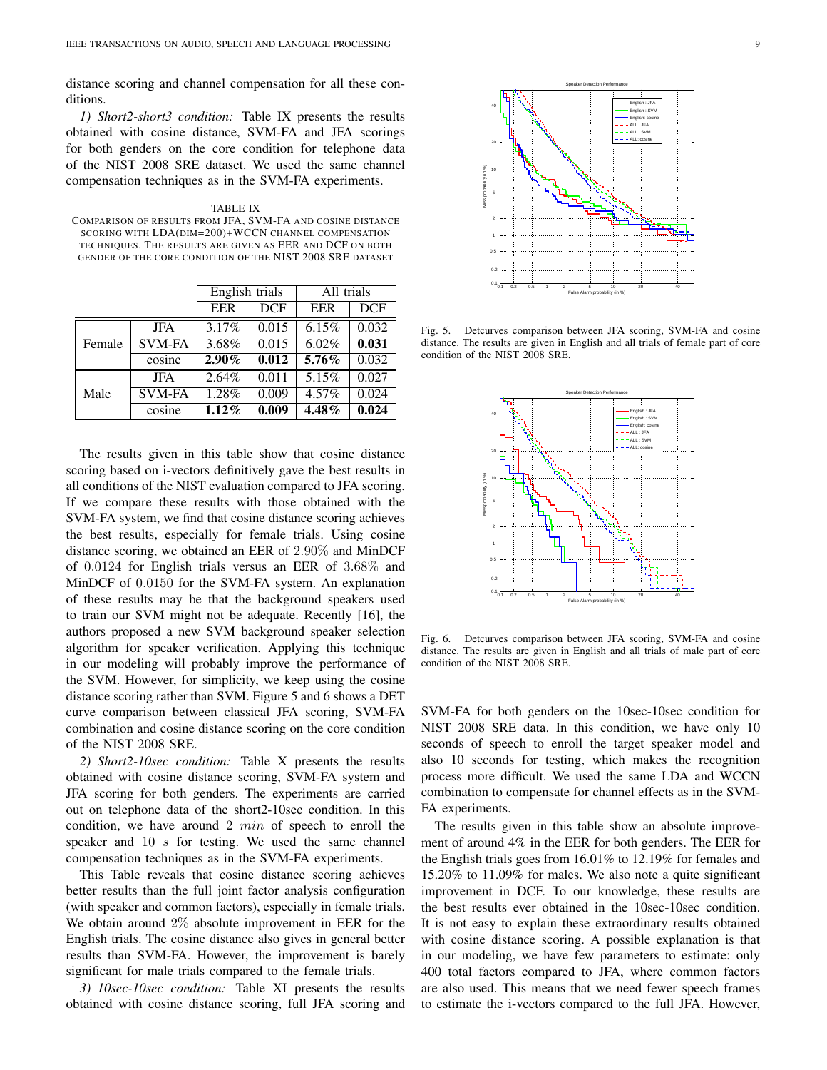distance scoring and channel compensation for all these conditions.

*1) Short2-short3 condition:* Table IX presents the results obtained with cosine distance, SVM-FA and JFA scorings for both genders on the core condition for telephone data of the NIST 2008 SRE dataset. We used the same channel compensation techniques as in the SVM-FA experiments.

TABLE IX
COMPARISON OF RESULTS FROM JFA, SVM-FA AND COSINE DISTANCE SCORING WITH LDA(DIM=200)+WCCN CHANNEL COMPENSATION TECHNIQUES. THE RESULTS ARE GIVEN AS EER AND DCF ON BOTH GENDER OF THE CORE CONDITION OF THE NIST 2008 SRE DATASET

| | | English trials | | All trials | |
|---|---|---|---|---|---|
| | | EER | DCF | EER | DCF |
| Female | JFA | 3.17% | 0.015 | 6.15% | 0.032 |
| | SVM-FA | 3.68% | 0.015 | 6.02% | **0.031** |
| | cosine | **2.90%** | **0.012** | **5.76%** | 0.032 |
| Male | JFA | 2.64% | 0.011 | 5.15% | 0.027 |
| | SVM-FA | 1.28% | 0.009 | 4.57% | 0.024 |
| | cosine | **1.12%** | **0.009** | **4.48%** | **0.024** |

The results given in this table show that cosine distance scoring based on i-vectors definitively gave the best results in all conditions of the NIST evaluation compared to JFA scoring. If we compare these results with those obtained with the SVM-FA system, we find that cosine distance scoring achieves the best results, especially for female trials. Using cosine distance scoring, we obtained an EER of $2.90\%$ and MinDCF of $0.0124$ for English trials versus an EER of $3.68\%$ and MinDCF of $0.0150$ for the SVM-FA system. An explanation of these results may be that the background speakers used to train our SVM might not be adequate. Recently [16], the authors proposed a new SVM background speaker selection algorithm for speaker verification. Applying this technique in our modeling will probably improve the performance of the SVM. However, for simplicity, we keep using the cosine distance scoring rather than SVM. Figure 5 and 6 shows a DET curve comparison between classical JFA scoring, SVM-FA combination and cosine distance scoring on the core condition of the NIST 2008 SRE.

*2) Short2-10sec condition:* Table X presents the results obtained with cosine distance scoring, SVM-FA system and JFA scoring for both genders. The experiments are carried out on telephone data of the short2-10sec condition. In this condition, we have around $2\ min$ of speech to enroll the speaker and $10\ s$ for testing. We used the same channel compensation techniques as in the SVM-FA experiments.

This Table reveals that cosine distance scoring achieves better results than the full joint factor analysis configuration (with speaker and common factors), especially in female trials. We obtain around $2\%$ absolute improvement in EER for the English trials. The cosine distance also gives in general better results than SVM-FA. However, the improvement is barely significant for male trials compared to the female trials.

*3) 10sec-10sec condition:* Table XI presents the results obtained with cosine distance scoring, full JFA scoring and

Fig. 5. Detcurves comparison between JFA scoring, SVM-FA and cosine distance. The results are given in English and all trials of female part of core condition of the NIST 2008 SRE.

Fig. 6. Detcurves comparison between JFA scoring, SVM-FA and cosine distance. The results are given in English and all trials of male part of core condition of the NIST 2008 SRE.

SVM-FA for both genders on the 10sec-10sec condition for NIST 2008 SRE data. In this condition, we have only 10 seconds of speech to enroll the target speaker model and also 10 seconds for testing, which makes the recognition process more difficult. We used the same LDA and WCCN combination to compensate for channel effects as in the SVM-FA experiments.

The results given in this table show an absolute improvement of around 4% in the EER for both genders. The EER for the English trials goes from 16.01% to 12.19% for females and 15.20% to 11.09% for males. We also note a quite significant improvement in DCF. To our knowledge, these results are the best results ever obtained in the 10sec-10sec condition. It is not easy to explain these extraordinary results obtained with cosine distance scoring. A possible explanation is that in our modeling, we have few parameters to estimate: only 400 total factors compared to JFA, where common factors are also used. This means that we need fewer speech frames to estimate the i-vectors compared to the full JFA. However,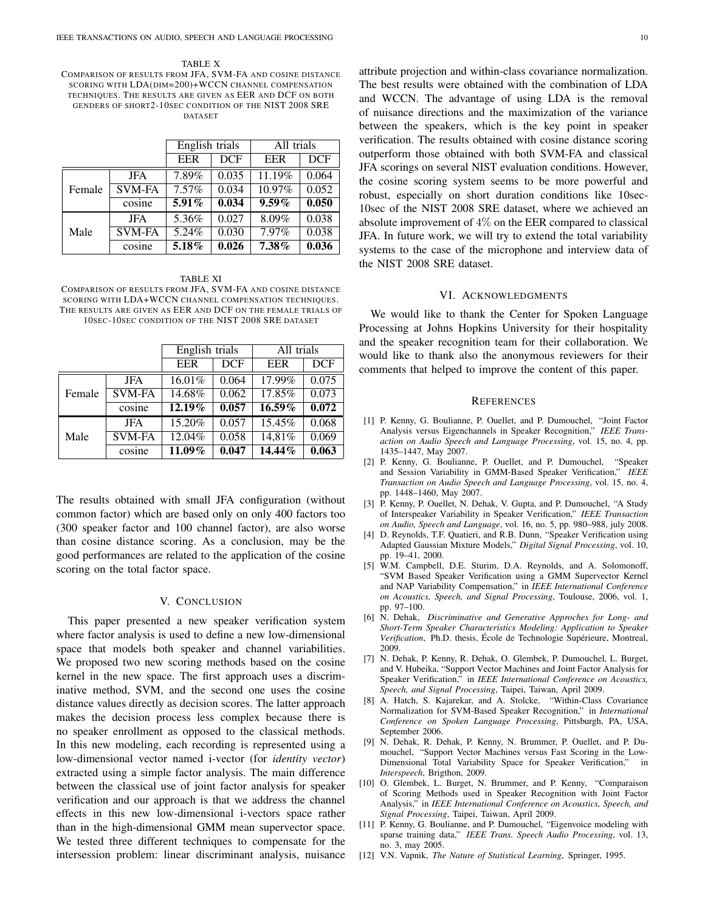TABLE X
COMPARISON OF RESULTS FROM JFA, SVM-FA AND COSINE DISTANCE SCORING WITH LDA(DIM=200)+WCCN CHANNEL COMPENSATION TECHNIQUES. THE RESULTS ARE GIVEN AS EER AND DCF ON BOTH GENDERS OF SHORT2-10SEC CONDITION OF THE NIST 2008 SRE DATASET

| | | English trials | | All trials | |
|---|---|---|---|---|---|
| | | EER | DCF | EER | DCF |
| Female | JFA | 7.89% | 0.035 | 11.19% | 0.064 |
| | SVM-FA | 7.57% | 0.034 | 10.97% | 0.052 |
| | cosine | **5.91%** | **0.034** | **9.59%** | **0.050** |
| Male | JFA | 5.36% | 0.027 | 8.09% | 0.038 |
| | SVM-FA | 5.24% | 0.030 | 7.97% | 0.038 |
| | cosine | **5.18%** | **0.026** | **7.38%** | **0.036** |

TABLE XI
COMPARISON OF RESULTS FROM JFA, SVM-FA AND COSINE DISTANCE SCORING WITH LDA+WCCN CHANNEL COMPENSATION TECHNIQUES. THE RESULTS ARE GIVEN AS EER AND DCF ON THE FEMALE TRIALS OF 10SEC-10SEC CONDITION OF THE NIST 2008 SRE DATASET

| | | English trials | | All trials | |
|---|---|---|---|---|---|
| | | EER | DCF | EER | DCF |
| Female | JFA | 16.01% | 0.064 | 17.99% | 0.075 |
| | SVM-FA | 14.68% | 0.062 | 17.85% | 0.073 |
| | cosine | **12.19%** | **0.057** | **16.59%** | **0.072** |
| Male | JFA | 15.20% | 0.057 | 15.45% | 0.068 |
| | SVM-FA | 12.04% | 0.058 | 14,81% | 0.069 |
| | cosine | **11.09%** | **0.047** | **14.44%** | **0.063** |

The results obtained with small JFA configuration (without common factor) which are based only on only 400 factors too (300 speaker factor and 100 channel factor), are also worse than cosine distance scoring. As a conclusion, may be the good performances are related to the application of the cosine scoring on the total factor space.

## V. CONCLUSION

This paper presented a new speaker verification system where factor analysis is used to define a new low-dimensional space that models both speaker and channel variabilities. We proposed two new scoring methods based on the cosine kernel in the new space. The first approach uses a discriminative method, SVM, and the second one uses the cosine distance values directly as decision scores. The latter approach makes the decision process less complex because there is no speaker enrollment as opposed to the classical methods. In this new modeling, each recording is represented using a low-dimensional vector named i-vector (for *identity vector*) extracted using a simple factor analysis. The main difference between the classical use of joint factor analysis for speaker verification and our approach is that we address the channel effects in this new low-dimensional i-vectors space rather than in the high-dimensional GMM mean supervector space. We tested three different techniques to compensate for the intersession problem: linear discriminant analysis, nuisance attribute projection and within-class covariance normalization. The best results were obtained with the combination of LDA and WCCN. The advantage of using LDA is the removal of nuisance directions and the maximization of the variance between the speakers, which is the key point in speaker verification. The results obtained with cosine distance scoring outperform those obtained with both SVM-FA and classical JFA scorings on several NIST evaluation conditions. However, the cosine scoring system seems to be more powerful and robust, especially on short duration conditions like 10sec-10sec of the NIST 2008 SRE dataset, where we achieved an absolute improvement of $4\%$ on the EER compared to classical JFA. In future work, we will try to extend the total variability systems to the case of the microphone and interview data of the NIST 2008 SRE dataset.

## VI. ACKNOWLEDGMENTS

We would like to thank the Center for Spoken Language Processing at Johns Hopkins University for their hospitality and the speaker recognition team for their collaboration. We would like to thank also the anonymous reviewers for their comments that helped to improve the content of this paper.

## REFERENCES

[1] P. Kenny, G. Boulianne, P. Ouellet, and P. Dumouchel, "Joint Factor Analysis versus Eigenchannels in Speaker Recognition," *IEEE Transaction on Audio Speech and Language Processing*, vol. 15, no. 4, pp. 1435–1447, May 2007.

[2] P. Kenny, G. Boulianne, P. Ouellet, and P. Dumouchel, "Speaker and Session Variability in GMM-Based Speaker Verification," *IEEE Transaction on Audio Speech and Language Processing*, vol. 15, no. 4, pp. 1448–1460, May 2007.

[3] P. Kenny, P. Ouellet, N. Dehak, V. Gupta, and P. Dumouchel, "A Study of Interspeaker Variability in Speaker Verification," *IEEE Transaction on Audio, Speech and Language*, vol. 16, no. 5, pp. 980–988, july 2008.

[4] D. Reynolds, T.F. Quatieri, and R.B. Dunn, "Speaker Verification using Adapted Gaussian Mixture Models," *Digital Signal Processing*, vol. 10, pp. 19–41, 2000.

[5] W.M. Campbell, D.E. Sturim, D.A. Reynolds, and A. Solomonoff, "SVM Based Speaker Verification using a GMM Supervector Kernel and NAP Variability Compensation," in *IEEE International Conference on Acoustics, Speech, and Signal Processing*, Toulouse, 2006, vol. 1, pp. 97–100.

[6] N. Dehak, *Discriminative and Generative Approches for Long- and Short-Term Speaker Characteristics Modeling: Application to Speaker Verification*, Ph.D. thesis, École de Technologie Supérieure, Montreal, 2009.

[7] N. Dehak, P. Kenny, R. Dehak, O. Glembek, P. Dumouchel, L. Burget, and V. Hubeika, "Support Vector Machines and Joint Factor Analysis for Speaker Verification," in *IEEE International Conference on Acoustics, Speech, and Signal Processing*, Taipei, Taiwan, April 2009.

[8] A. Hatch, S. Kajarekar, and A. Stolcke, "Within-Class Covariance Normalization for SVM-Based Speaker Recognition," in *International Conference on Spoken Language Processing*, Pittsburgh, PA, USA, September 2006.

[9] N. Dehak, R. Dehak, P. Kenny, N. Brummer, P. Ouellet, and P. Dumouchel, "Support Vector Machines versus Fast Scoring in the Low-Dimensional Total Variability Space for Speaker Verification," in *Interspeech*, Brigthon, 2009.

[10] O. Glembek, L. Burget, N. Brummer, and P. Kenny, "Comparaison of Scoring Methods used in Speaker Recognition with Joint Factor Analysis," in *IEEE International Conference on Acoustics, Speech, and Signal Processing*, Taipei, Taiwan, April 2009.

[11] P. Kenny, G. Boulianne, and P. Dumouchel, "Eigenvoice modeling with sparse training data," *IEEE Trans. Speech Audio Processing*, vol. 13, no. 3, may 2005.

[12] V.N. Vapnik, *The Nature of Statistical Learning*, Springer, 1995.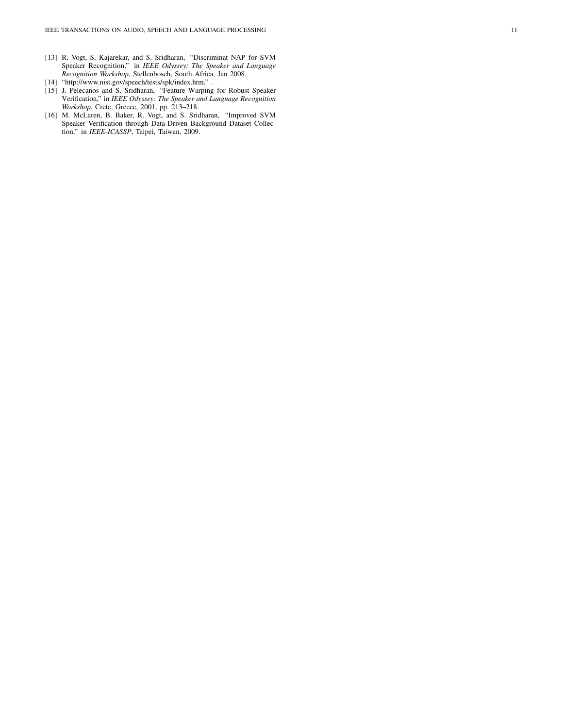[13] R. Vogt, S. Kajarekar, and S. Sridharan, "Discriminat NAP for SVM Speaker Recognition," in *IEEE Odyssey: The Speaker and Language Recognition Workshop*, Stellenbosch, South Africa, Jan 2008.

[14] "http://www.nist.gov/speech/tests/spk/index.htm," .

[15] J. Pelecanos and S. Sridharan, "Feature Warping for Robust Speaker Verification," in *IEEE Odyssey: The Speaker and Language Recognition Workshop*, Crete, Greece, 2001, pp. 213–218.

[16] M. McLaren, B. Baker, R. Vogt, and S. Sridharan, "Improved SVM Speaker Verification through Data-Driven Background Dataset Collection," in *IEEE-ICASSP*, Taipei, Taiwan, 2009.